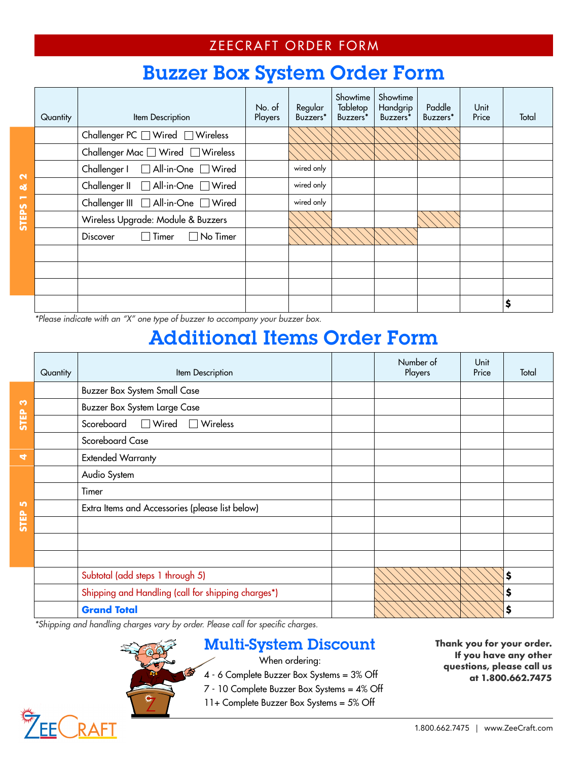ZEECRAFT ORDER FORM

# Buzzer Box System Order Form

STEPS 1 & 2

| Quantity | Item Description | No. of Players | Regular Buzzers* | Showtime Tabletop Buzzers* | Showtime Handgrip Buzzers* | Paddle Buzzers* | Unit Price | Total |
|---|---|---|---|---|---|---|---|---|
| | Challenger PC ☐ Wired ☐ Wireless | | | | | | | |
| | Challenger Mac ☐ Wired ☐ Wireless | | | | | | | |
| | Challenger I ☐ All-in-One ☐ Wired | | wired only | | | | | |
| | Challenger II ☐ All-in-One ☐ Wired | | wired only | | | | | |
| | Challenger III ☐ All-in-One ☐ Wired | | wired only | | | | | |
| | Wireless Upgrade: Module & Buzzers | | | | | | | |
| | Discover ☐ Timer ☐ No Timer | | | | | | | |
| | | | | | | | | |
| | | | | | | | | |
| | | | | | | | | |
| | | | | | | | | $ |

*Please indicate with an "X" one type of buzzer to accompany your buzzer box.*

# Additional Items Order Form

| Step | Quantity | Item Description | | Number of Players | Unit Price | Total |
|---|---|---|---|---|---|---|
| STEP 3 | | Buzzer Box System Small Case | | | | |
| STEP 3 | | Buzzer Box System Large Case | | | | |
| STEP 3 | | Scoreboard ☐ Wired ☐ Wireless | | | | |
| STEP 3 | | Scoreboard Case | | | | |
| 4 | | Extended Warranty | | | | |
| STEP 5 | | Audio System | | | | |
| STEP 5 | | Timer | | | | |
| STEP 5 | | Extra Items and Accessories (please list below) | | | | |
| STEP 5 | | | | | | |
| STEP 5 | | | | | | |
| STEP 5 | | | | | | |
| | | Subtotal (add steps 1 through 5) | | | | $ |
| | | Shipping and Handling (call for shipping charges*) | | | | $ |
| | | **Grand Total** | | | | $ |

*Shipping and handling charges vary by order. Please call for specific charges.*

## Multi-System Discount

When ordering:

4 - 6 Complete Buzzer Box Systems = 3% Off
7 - 10 Complete Buzzer Box Systems = 4% Off
11+ Complete Buzzer Box Systems = 5% Off

**Thank you for your order. If you have any other questions, please call us at 1.800.662.7475**

ZEECRAFT

1.800.662.7475 | www.ZeeCraft.com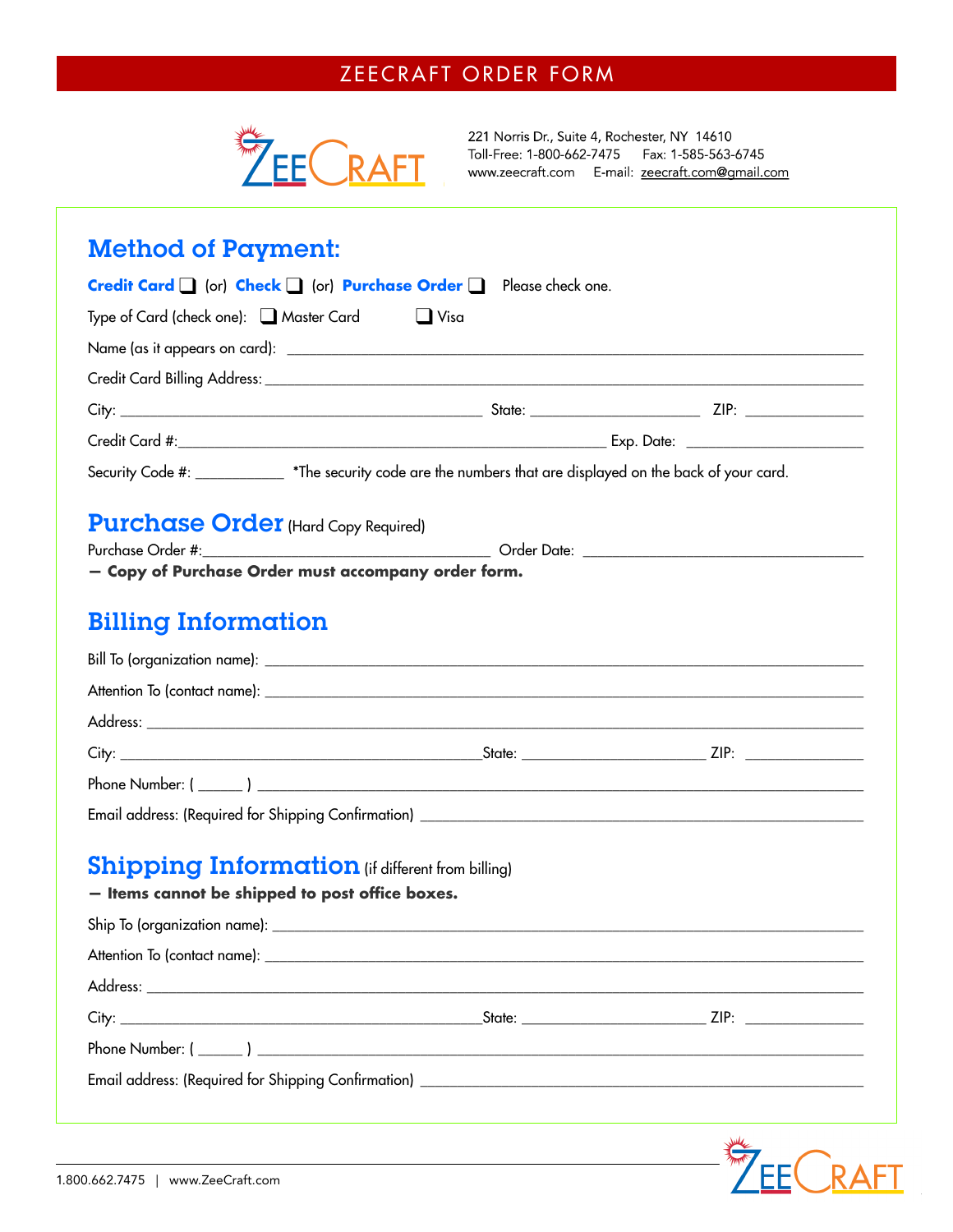# ZEECRAFT ORDER FORM

221 Norris Dr., Suite 4, Rochester, NY 14610
Toll-Free: 1-800-662-7475 Fax: 1-585-563-6745
www.zeecraft.com E-mail: zeecraft.com@gmail.com

## Method of Payment:

**Credit Card** ❑ (or) **Check** ❑ (or) **Purchase Order** ❑ Please check one.

Type of Card (check one): ❑ Master Card ❑ Visa

Name (as it appears on card): ______________________________

Credit Card Billing Address: ______________________________

City: ____________________ State: __________ ZIP: __________

Credit Card #: ______________________________ Exp. Date: __________

Security Code #: __________ *The security code are the numbers that are displayed on the back of your card.

## Purchase Order (Hard Copy Required)

Purchase Order #: ____________________ Order Date: ____________________

**— Copy of Purchase Order must accompany order form.**

## Billing Information

Bill To (organization name): ______________________________

Attention To (contact name): ______________________________

Address: ______________________________

City: ____________________ State: __________ ZIP: __________

Phone Number: ( ______ ) ______________________________

Email address: (Required for Shipping Confirmation) ______________________________

## Shipping Information (if different from billing)

**— Items cannot be shipped to post office boxes.**

Ship To (organization name): ______________________________

Attention To (contact name): ______________________________

Address: ______________________________

City: ____________________ State: __________ ZIP: __________

Phone Number: ( ______ ) ______________________________

Email address: (Required for Shipping Confirmation) ______________________________

1.800.662.7475 | www.ZeeCraft.com